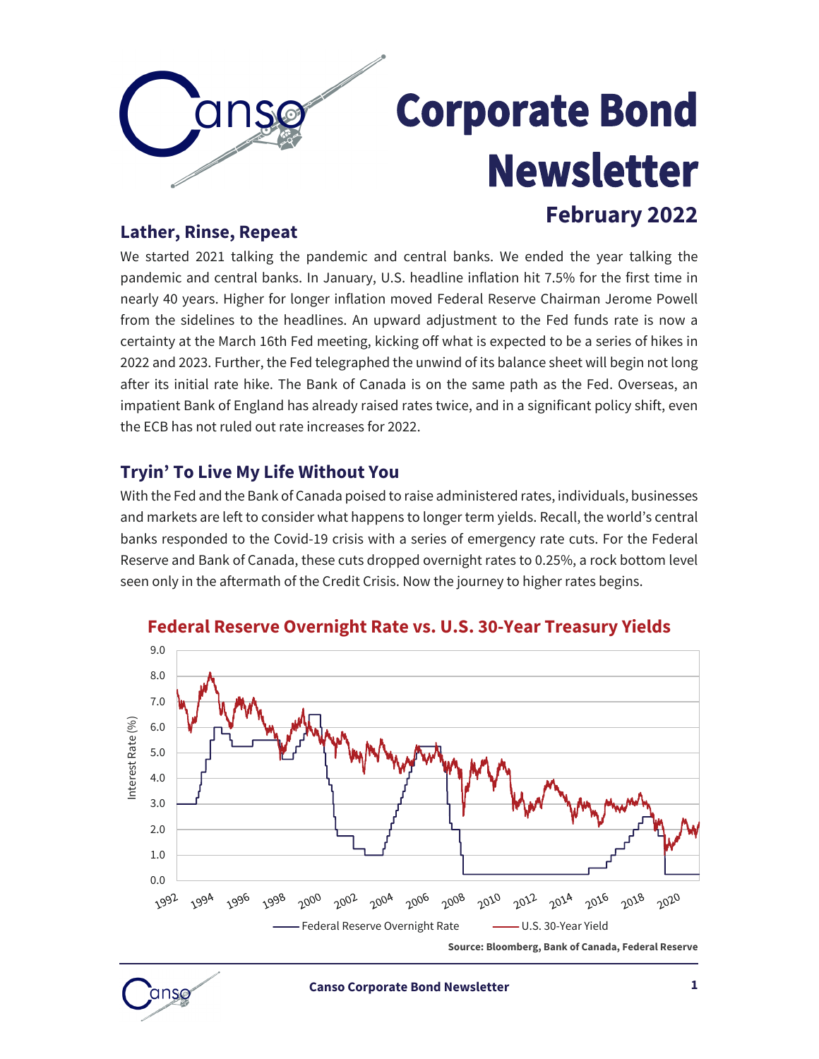# Corporate Bond Newsletter

## February 2022

### Lather, Rinse, Repeat

We started 2021 talking the pandemic and central banks. We ended the year talking the pandemic and central banks. In January, U.S. headline inflation hit 7.5% for the first time in nearly 40 years. Higher for longer inflation moved Federal Reserve Chairman Jerome Powell from the sidelines to the headlines. An upward adjustment to the Fed funds rate is now a certainty at the March 16th Fed meeting, kicking off what is expected to be a series of hikes in 2022 and 2023. Further, the Fed telegraphed the unwind of its balance sheet will begin not long after its initial rate hike. The Bank of Canada is on the same path as the Fed. Overseas, an impatient Bank of England has already raised rates twice, and in a significant policy shift, even the ECB has not ruled out rate increases for 2022.

### Tryin' To Live My Life Without You

With the Fed and the Bank of Canada poised to raise administered rates, individuals, businesses and markets are left to consider what happens to longer term yields. Recall, the world's central banks responded to the Covid-19 crisis with a series of emergency rate cuts. For the Federal Reserve and Bank of Canada, these cuts dropped overnight rates to 0.25%, a rock bottom level seen only in the aftermath of the Credit Crisis. Now the journey to higher rates begins.

**Federal Reserve Overnight Rate vs. U.S. 30-Year Treasury Yields**

Source: Bloomberg, Bank of Canada, Federal Reserve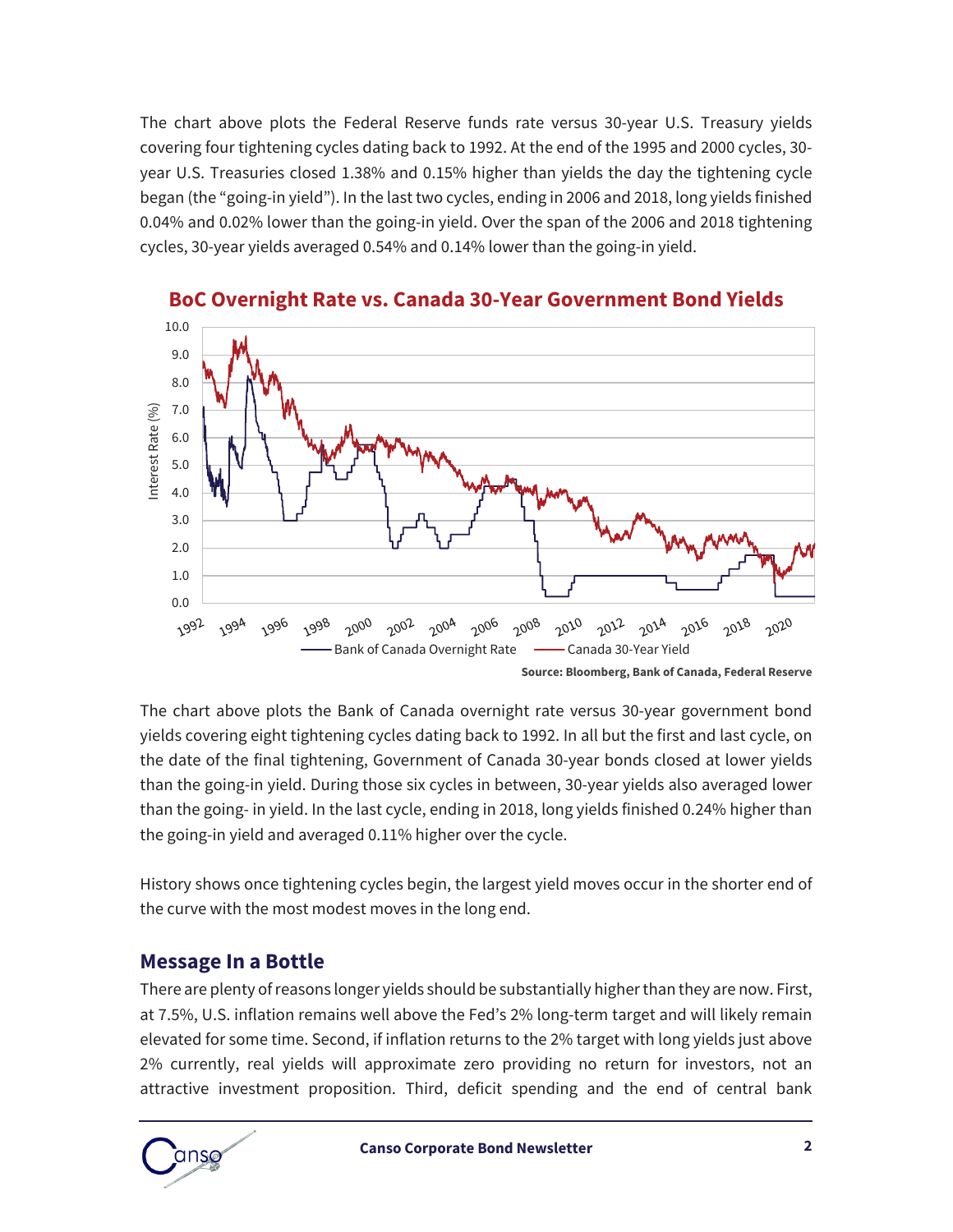The chart above plots the Federal Reserve funds rate versus 30-year U.S. Treasury yields covering four tightening cycles dating back to 1992. At the end of the 1995 and 2000 cycles, 30-year U.S. Treasuries closed 1.38% and 0.15% higher than yields the day the tightening cycle began (the "going-in yield"). In the last two cycles, ending in 2006 and 2018, long yields finished 0.04% and 0.02% lower than the going-in yield. Over the span of the 2006 and 2018 tightening cycles, 30-year yields averaged 0.54% and 0.14% lower than the going-in yield.

**BoC Overnight Rate vs. Canada 30-Year Government Bond Yields**

Source: Bloomberg, Bank of Canada, Federal Reserve

The chart above plots the Bank of Canada overnight rate versus 30-year government bond yields covering eight tightening cycles dating back to 1992. In all but the first and last cycle, on the date of the final tightening, Government of Canada 30-year bonds closed at lower yields than the going-in yield. During those six cycles in between, 30-year yields also averaged lower than the going- in yield. In the last cycle, ending in 2018, long yields finished 0.24% higher than the going-in yield and averaged 0.11% higher over the cycle.

History shows once tightening cycles begin, the largest yield moves occur in the shorter end of the curve with the most modest moves in the long end.

## Message In a Bottle

There are plenty of reasons longer yields should be substantially higher than they are now. First, at 7.5%, U.S. inflation remains well above the Fed's 2% long-term target and will likely remain elevated for some time. Second, if inflation returns to the 2% target with long yields just above 2% currently, real yields will approximate zero providing no return for investors, not an attractive investment proposition. Third, deficit spending and the end of central bank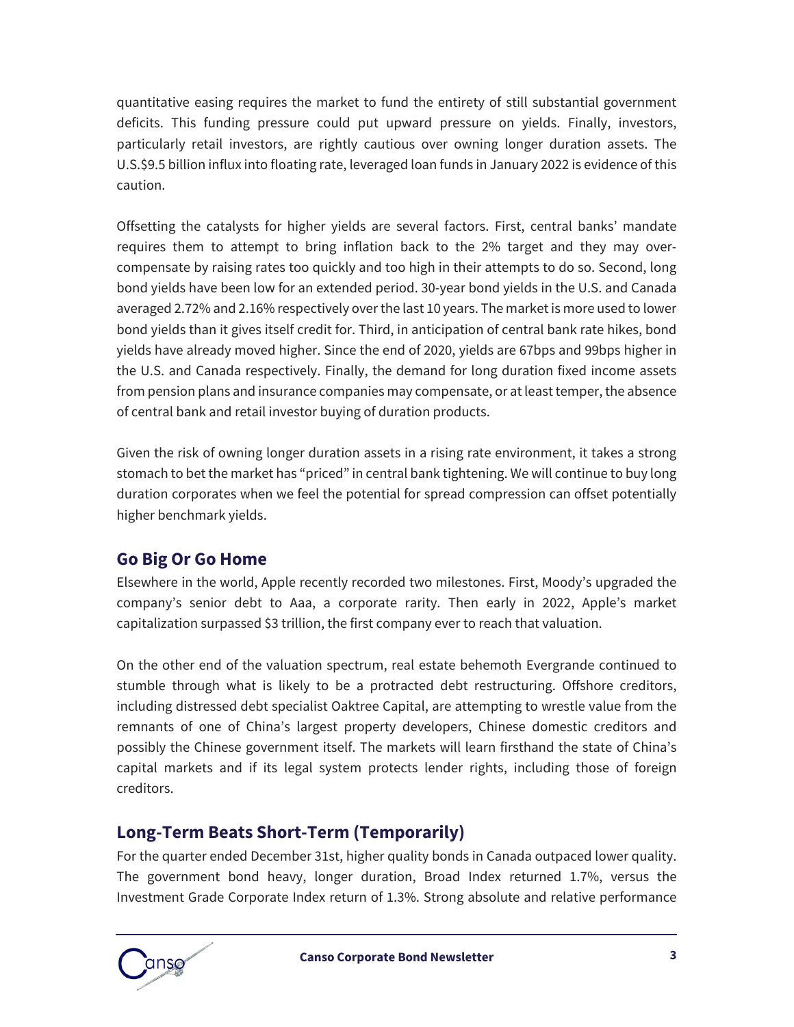quantitative easing requires the market to fund the entirety of still substantial government deficits. This funding pressure could put upward pressure on yields. Finally, investors, particularly retail investors, are rightly cautious over owning longer duration assets. The U.S.$9.5 billion influx into floating rate, leveraged loan funds in January 2022 is evidence of this caution.

Offsetting the catalysts for higher yields are several factors. First, central banks' mandate requires them to attempt to bring inflation back to the 2% target and they may over-compensate by raising rates too quickly and too high in their attempts to do so. Second, long bond yields have been low for an extended period. 30-year bond yields in the U.S. and Canada averaged 2.72% and 2.16% respectively over the last 10 years. The market is more used to lower bond yields than it gives itself credit for. Third, in anticipation of central bank rate hikes, bond yields have already moved higher. Since the end of 2020, yields are 67bps and 99bps higher in the U.S. and Canada respectively. Finally, the demand for long duration fixed income assets from pension plans and insurance companies may compensate, or at least temper, the absence of central bank and retail investor buying of duration products.

Given the risk of owning longer duration assets in a rising rate environment, it takes a strong stomach to bet the market has "priced" in central bank tightening. We will continue to buy long duration corporates when we feel the potential for spread compression can offset potentially higher benchmark yields.

## Go Big Or Go Home

Elsewhere in the world, Apple recently recorded two milestones. First, Moody's upgraded the company's senior debt to Aaa, a corporate rarity. Then early in 2022, Apple's market capitalization surpassed $3 trillion, the first company ever to reach that valuation.

On the other end of the valuation spectrum, real estate behemoth Evergrande continued to stumble through what is likely to be a protracted debt restructuring. Offshore creditors, including distressed debt specialist Oaktree Capital, are attempting to wrestle value from the remnants of one of China's largest property developers, Chinese domestic creditors and possibly the Chinese government itself. The markets will learn firsthand the state of China's capital markets and if its legal system protects lender rights, including those of foreign creditors.

## Long-Term Beats Short-Term (Temporarily)

For the quarter ended December 31st, higher quality bonds in Canada outpaced lower quality. The government bond heavy, longer duration, Broad Index returned 1.7%, versus the Investment Grade Corporate Index return of 1.3%. Strong absolute and relative performance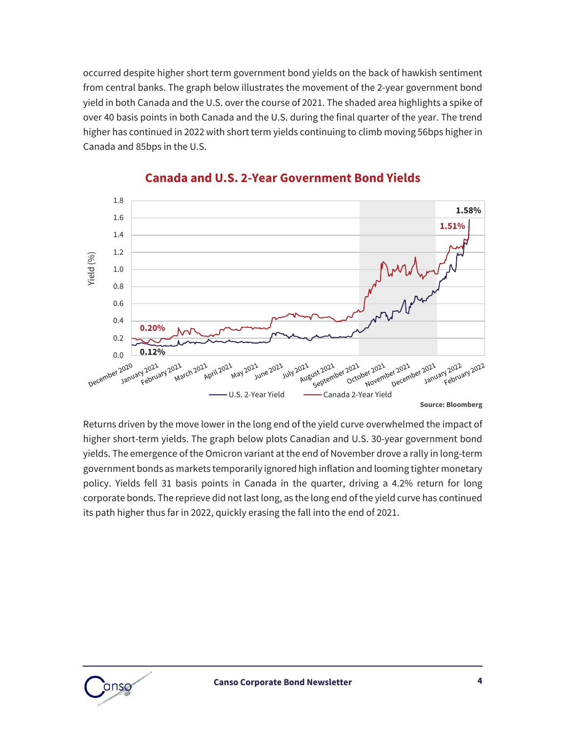occurred despite higher short term government bond yields on the back of hawkish sentiment from central banks. The graph below illustrates the movement of the 2-year government bond yield in both Canada and the U.S. over the course of 2021. The shaded area highlights a spike of over 40 basis points in both Canada and the U.S. during the final quarter of the year. The trend higher has continued in 2022 with short term yields continuing to climb moving 56bps higher in Canada and 85bps in the U.S.

## Canada and U.S. 2-Year Government Bond Yields

Source: Bloomberg

Returns driven by the move lower in the long end of the yield curve overwhelmed the impact of higher short-term yields. The graph below plots Canadian and U.S. 30-year government bond yields. The emergence of the Omicron variant at the end of November drove a rally in long-term government bonds as markets temporarily ignored high inflation and looming tighter monetary policy. Yields fell 31 basis points in Canada in the quarter, driving a 4.2% return for long corporate bonds. The reprieve did not last long, as the long end of the yield curve has continued its path higher thus far in 2022, quickly erasing the fall into the end of 2021.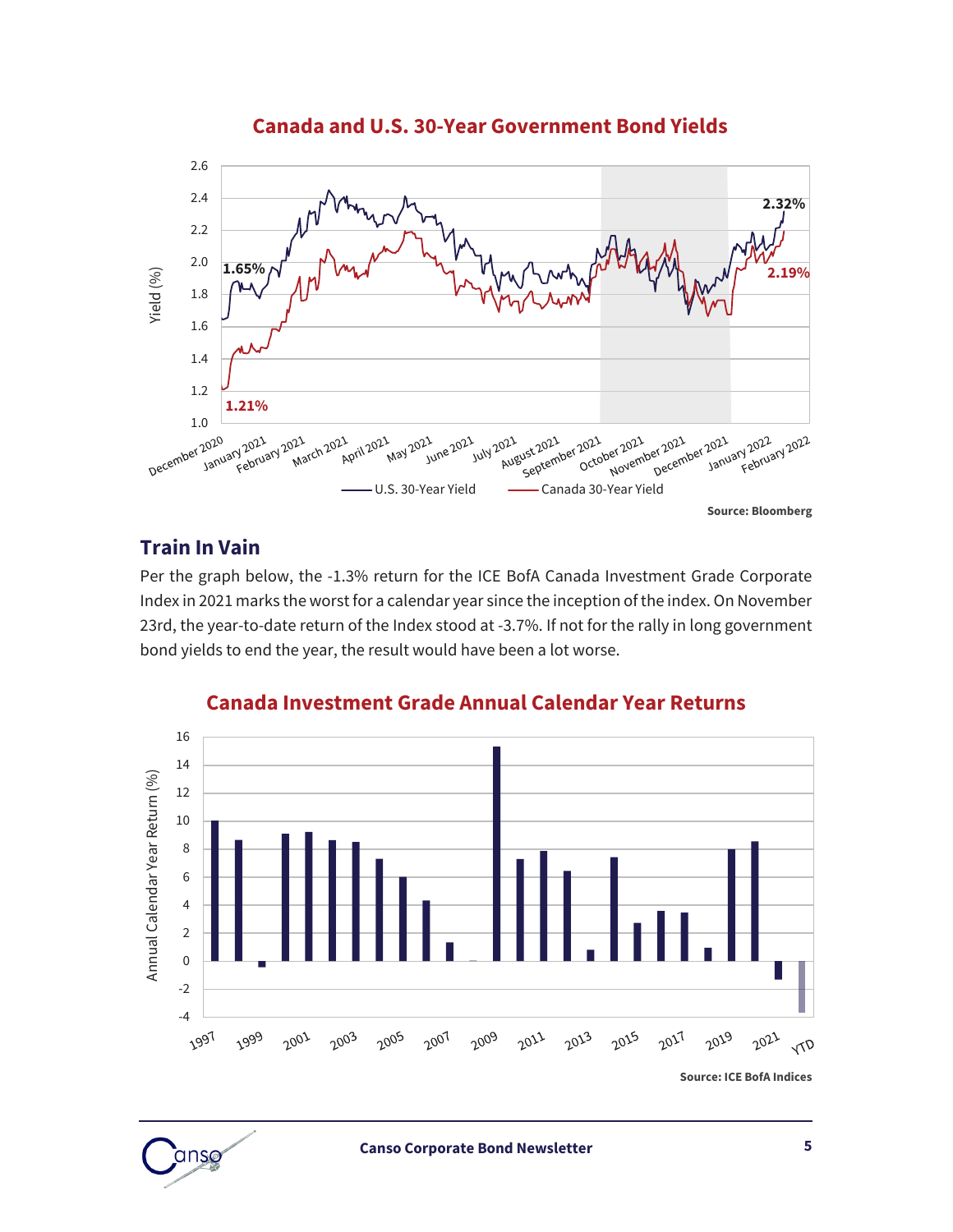**Canada and U.S. 30-Year Government Bond Yields**

Source: Bloomberg

## Train In Vain

Per the graph below, the -1.3% return for the ICE BofA Canada Investment Grade Corporate Index in 2021 marks the worst for a calendar year since the inception of the index. On November 23rd, the year-to-date return of the Index stood at -3.7%. If not for the rally in long government bond yields to end the year, the result would have been a lot worse.

**Canada Investment Grade Annual Calendar Year Returns**

Source: ICE BofA Indices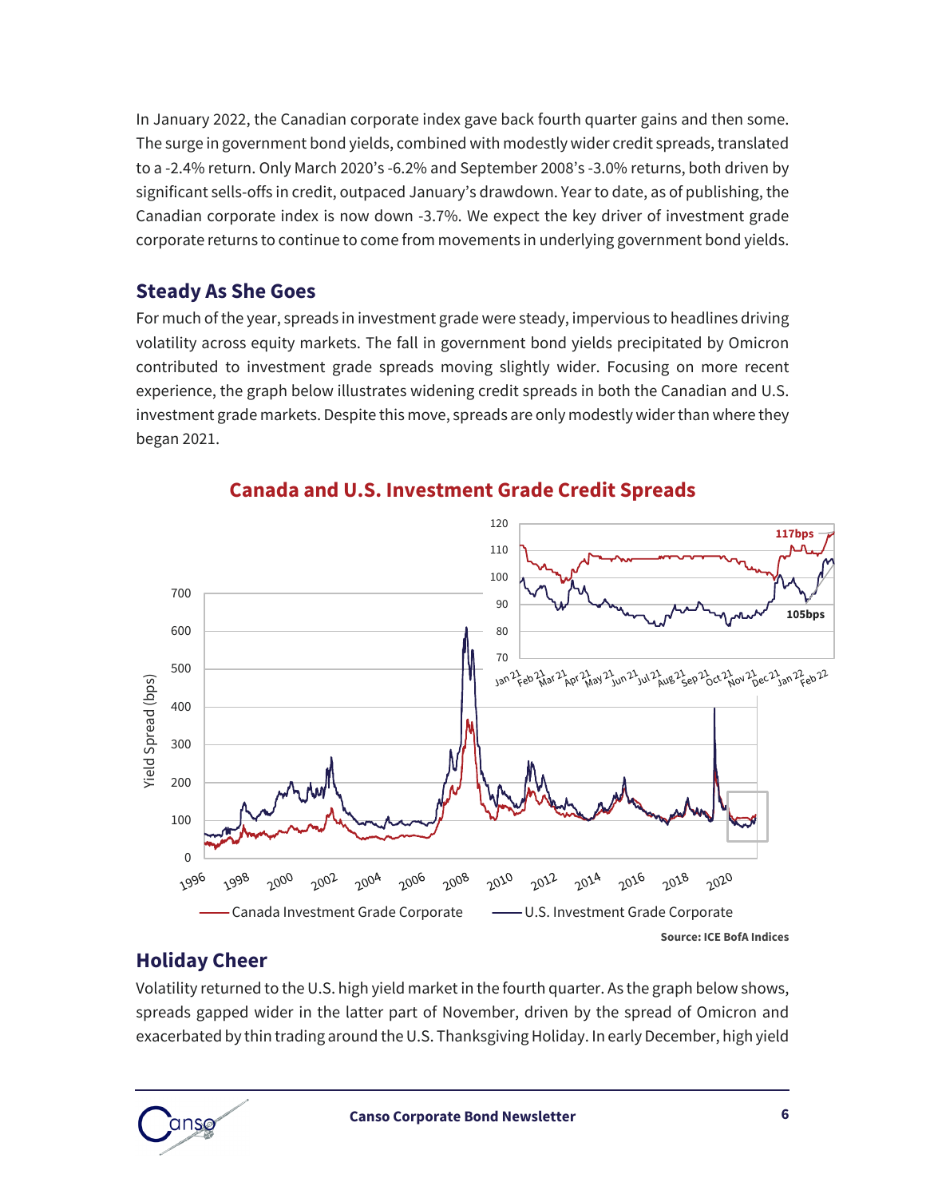In January 2022, the Canadian corporate index gave back fourth quarter gains and then some. The surge in government bond yields, combined with modestly wider credit spreads, translated to a -2.4% return. Only March 2020's -6.2% and September 2008's -3.0% returns, both driven by significant sells-offs in credit, outpaced January's drawdown. Year to date, as of publishing, the Canadian corporate index is now down -3.7%. We expect the key driver of investment grade corporate returns to continue to come from movements in underlying government bond yields.

## Steady As She Goes

For much of the year, spreads in investment grade were steady, impervious to headlines driving volatility across equity markets. The fall in government bond yields precipitated by Omicron contributed to investment grade spreads moving slightly wider. Focusing on more recent experience, the graph below illustrates widening credit spreads in both the Canadian and U.S. investment grade markets. Despite this move, spreads are only modestly wider than where they began 2021.

**Canada and U.S. Investment Grade Credit Spreads**

Source: ICE BofA Indices

## Holiday Cheer

Volatility returned to the U.S. high yield market in the fourth quarter. As the graph below shows, spreads gapped wider in the latter part of November, driven by the spread of Omicron and exacerbated by thin trading around the U.S. Thanksgiving Holiday. In early December, high yield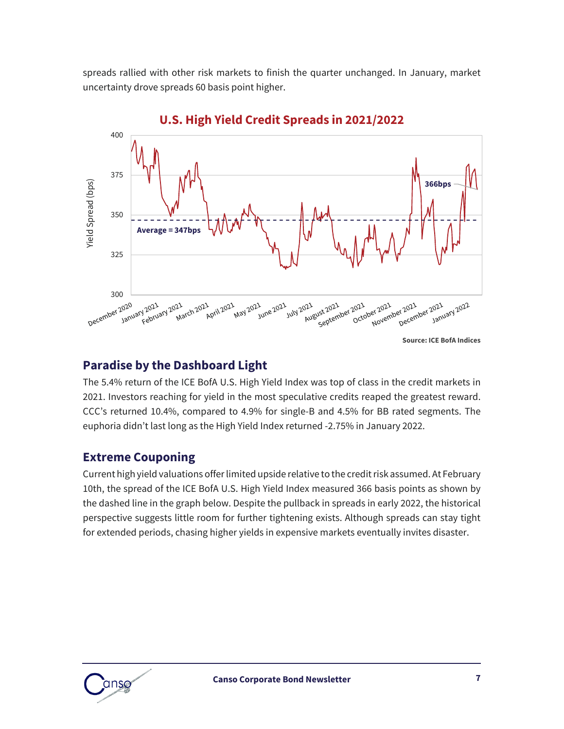spreads rallied with other risk markets to finish the quarter unchanged. In January, market uncertainty drove spreads 60 basis point higher.

**U.S. High Yield Credit Spreads in 2021/2022**

Source: ICE BofA Indices

## Paradise by the Dashboard Light

The 5.4% return of the ICE BofA U.S. High Yield Index was top of class in the credit markets in 2021. Investors reaching for yield in the most speculative credits reaped the greatest reward. CCC's returned 10.4%, compared to 4.9% for single-B and 4.5% for BB rated segments. The euphoria didn't last long as the High Yield Index returned -2.75% in January 2022.

## Extreme Couponing

Current high yield valuations offer limited upside relative to the credit risk assumed. At February 10th, the spread of the ICE BofA U.S. High Yield Index measured 366 basis points as shown by the dashed line in the graph below. Despite the pullback in spreads in early 2022, the historical perspective suggests little room for further tightening exists. Although spreads can stay tight for extended periods, chasing higher yields in expensive markets eventually invites disaster.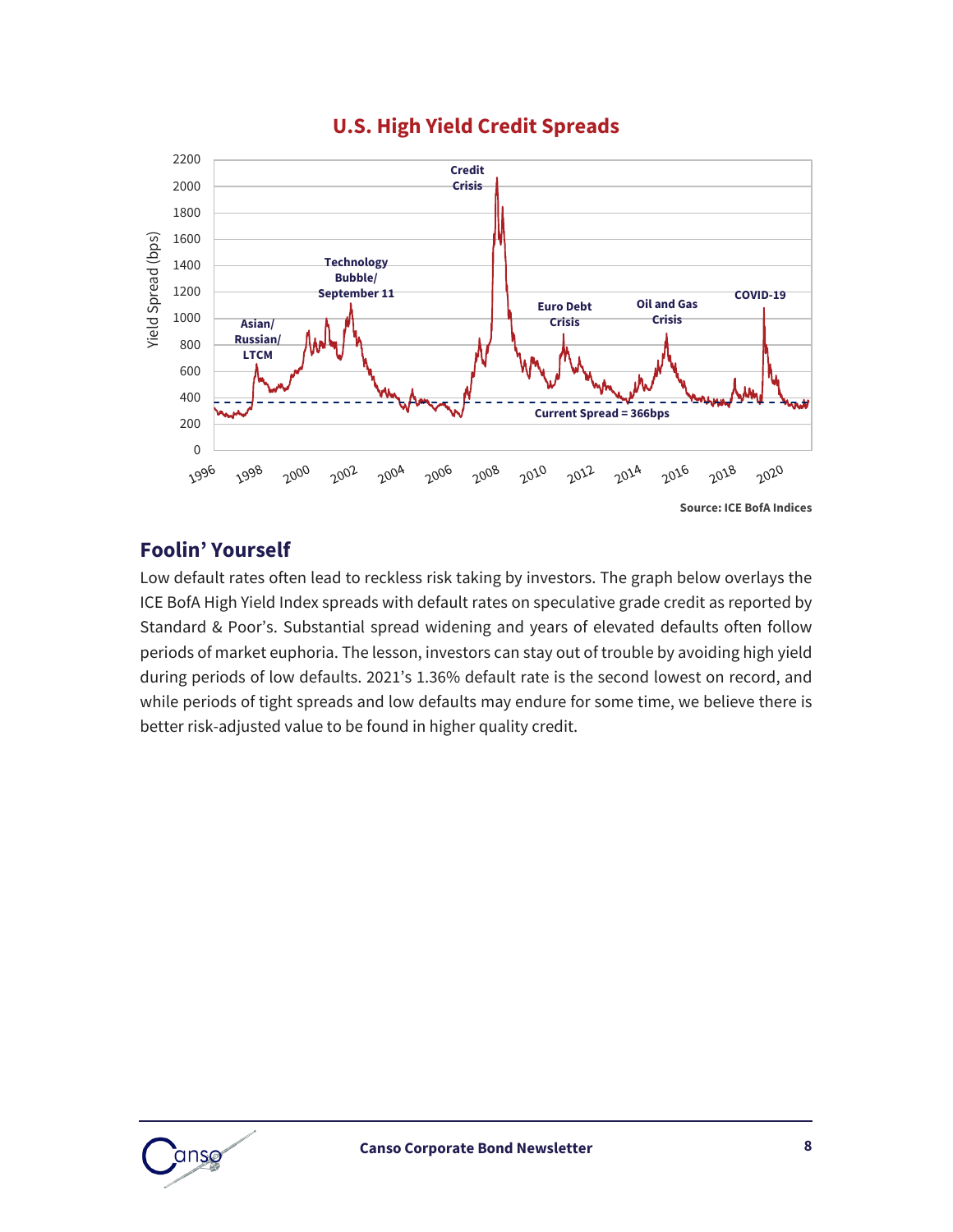## U.S. High Yield Credit Spreads

Source: ICE BofA Indices

## Foolin' Yourself

Low default rates often lead to reckless risk taking by investors. The graph below overlays the ICE BofA High Yield Index spreads with default rates on speculative grade credit as reported by Standard & Poor's. Substantial spread widening and years of elevated defaults often follow periods of market euphoria. The lesson, investors can stay out of trouble by avoiding high yield during periods of low defaults. 2021's 1.36% default rate is the second lowest on record, and while periods of tight spreads and low defaults may endure for some time, we believe there is better risk-adjusted value to be found in higher quality credit.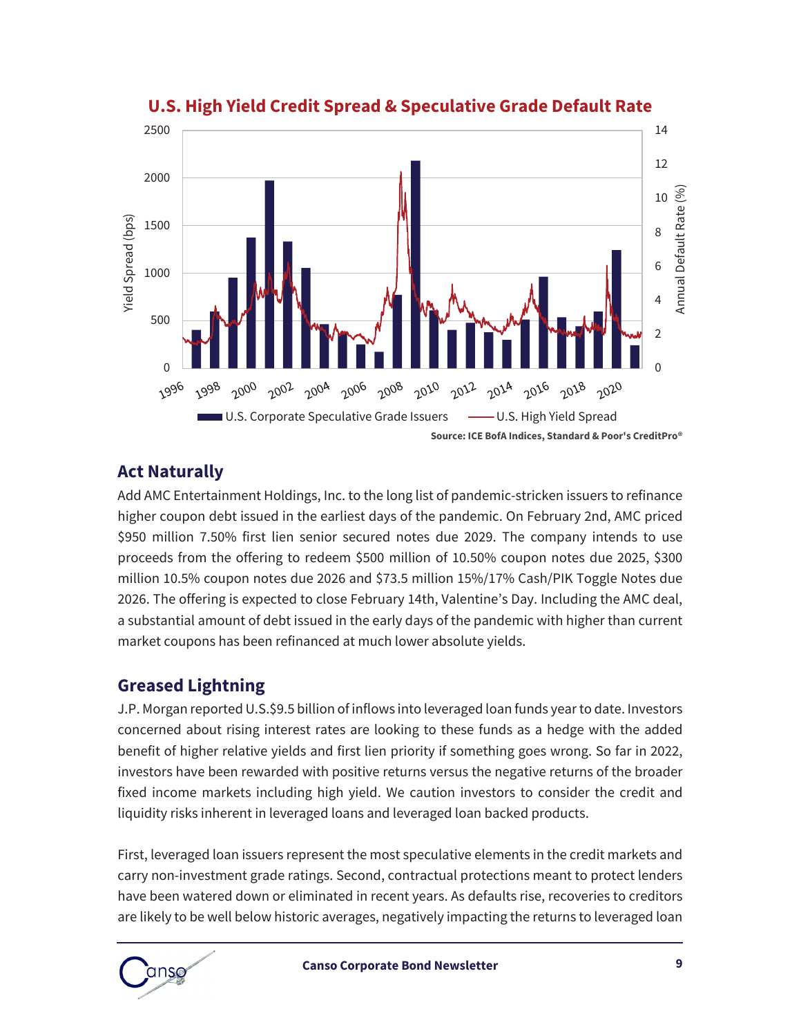**U.S. High Yield Credit Spread & Speculative Grade Default Rate**

Source: ICE BofA Indices, Standard & Poor's CreditPro®

## Act Naturally

Add AMC Entertainment Holdings, Inc. to the long list of pandemic-stricken issuers to refinance higher coupon debt issued in the earliest days of the pandemic. On February 2nd, AMC priced \$950 million 7.50% first lien senior secured notes due 2029. The company intends to use proceeds from the offering to redeem \$500 million of 10.50% coupon notes due 2025, \$300 million 10.5% coupon notes due 2026 and \$73.5 million 15%/17% Cash/PIK Toggle Notes due 2026. The offering is expected to close February 14th, Valentine's Day. Including the AMC deal, a substantial amount of debt issued in the early days of the pandemic with higher than current market coupons has been refinanced at much lower absolute yields.

## Greased Lightning

J.P. Morgan reported U.S.\$9.5 billion of inflows into leveraged loan funds year to date. Investors concerned about rising interest rates are looking to these funds as a hedge with the added benefit of higher relative yields and first lien priority if something goes wrong. So far in 2022, investors have been rewarded with positive returns versus the negative returns of the broader fixed income markets including high yield. We caution investors to consider the credit and liquidity risks inherent in leveraged loans and leveraged loan backed products.

First, leveraged loan issuers represent the most speculative elements in the credit markets and carry non-investment grade ratings. Second, contractual protections meant to protect lenders have been watered down or eliminated in recent years. As defaults rise, recoveries to creditors are likely to be well below historic averages, negatively impacting the returns to leveraged loan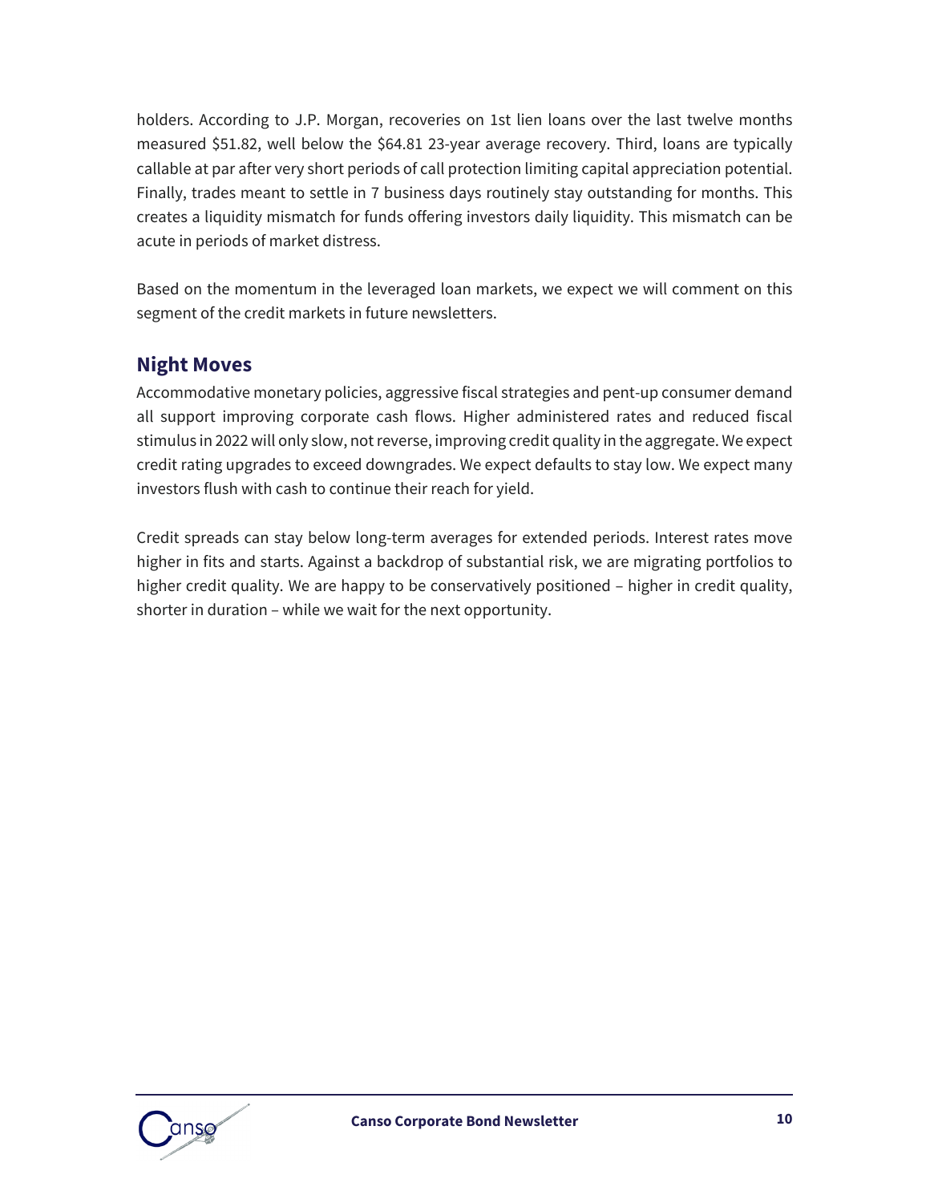holders. According to J.P. Morgan, recoveries on 1st lien loans over the last twelve months measured $51.82, well below the $64.81 23-year average recovery. Third, loans are typically callable at par after very short periods of call protection limiting capital appreciation potential. Finally, trades meant to settle in 7 business days routinely stay outstanding for months. This creates a liquidity mismatch for funds offering investors daily liquidity. This mismatch can be acute in periods of market distress.

Based on the momentum in the leveraged loan markets, we expect we will comment on this segment of the credit markets in future newsletters.

## Night Moves

Accommodative monetary policies, aggressive fiscal strategies and pent-up consumer demand all support improving corporate cash flows. Higher administered rates and reduced fiscal stimulus in 2022 will only slow, not reverse, improving credit quality in the aggregate. We expect credit rating upgrades to exceed downgrades. We expect defaults to stay low. We expect many investors flush with cash to continue their reach for yield.

Credit spreads can stay below long-term averages for extended periods. Interest rates move higher in fits and starts. Against a backdrop of substantial risk, we are migrating portfolios to higher credit quality. We are happy to be conservatively positioned – higher in credit quality, shorter in duration – while we wait for the next opportunity.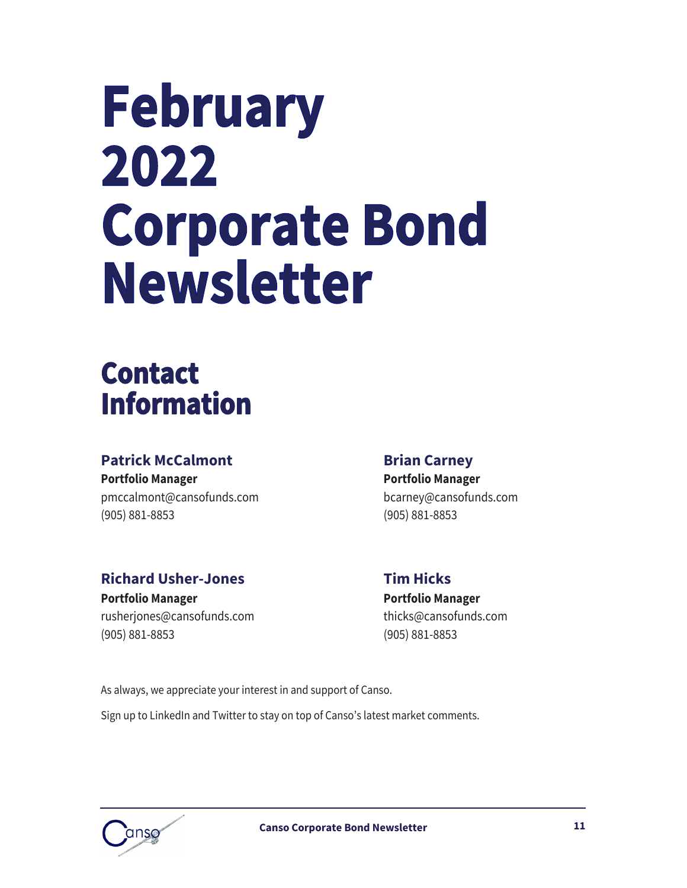# February 2022 Corporate Bond Newsletter

## Contact Information

### Patrick McCalmont
**Portfolio Manager**
pmccalmont@cansofunds.com
(905) 881-8853

### Brian Carney
**Portfolio Manager**
bcarney@cansofunds.com
(905) 881-8853

### Richard Usher-Jones
**Portfolio Manager**
rusherjones@cansofunds.com
(905) 881-8853

### Tim Hicks
**Portfolio Manager**
thicks@cansofunds.com
(905) 881-8853

As always, we appreciate your interest in and support of Canso.

Sign up to LinkedIn and Twitter to stay on top of Canso's latest market comments.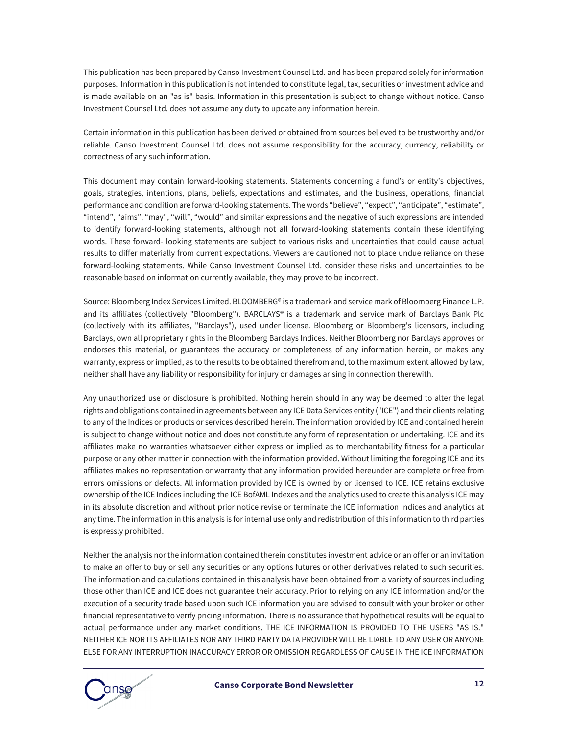This publication has been prepared by Canso Investment Counsel Ltd. and has been prepared solely for information purposes. Information in this publication is not intended to constitute legal, tax, securities or investment advice and is made available on an "as is" basis. Information in this presentation is subject to change without notice. Canso Investment Counsel Ltd. does not assume any duty to update any information herein.

Certain information in this publication has been derived or obtained from sources believed to be trustworthy and/or reliable. Canso Investment Counsel Ltd. does not assume responsibility for the accuracy, currency, reliability or correctness of any such information.

This document may contain forward-looking statements. Statements concerning a fund's or entity's objectives, goals, strategies, intentions, plans, beliefs, expectations and estimates, and the business, operations, financial performance and condition are forward-looking statements. The words "believe", "expect", "anticipate", "estimate", "intend", "aims", "may", "will", "would" and similar expressions and the negative of such expressions are intended to identify forward-looking statements, although not all forward-looking statements contain these identifying words. These forward- looking statements are subject to various risks and uncertainties that could cause actual results to differ materially from current expectations. Viewers are cautioned not to place undue reliance on these forward-looking statements. While Canso Investment Counsel Ltd. consider these risks and uncertainties to be reasonable based on information currently available, they may prove to be incorrect.

Source: Bloomberg Index Services Limited. BLOOMBERG® is a trademark and service mark of Bloomberg Finance L.P. and its affiliates (collectively "Bloomberg"). BARCLAYS® is a trademark and service mark of Barclays Bank Plc (collectively with its affiliates, "Barclays"), used under license. Bloomberg or Bloomberg's licensors, including Barclays, own all proprietary rights in the Bloomberg Barclays Indices. Neither Bloomberg nor Barclays approves or endorses this material, or guarantees the accuracy or completeness of any information herein, or makes any warranty, express or implied, as to the results to be obtained therefrom and, to the maximum extent allowed by law, neither shall have any liability or responsibility for injury or damages arising in connection therewith.

Any unauthorized use or disclosure is prohibited. Nothing herein should in any way be deemed to alter the legal rights and obligations contained in agreements between any ICE Data Services entity ("ICE") and their clients relating to any of the Indices or products or services described herein. The information provided by ICE and contained herein is subject to change without notice and does not constitute any form of representation or undertaking. ICE and its affiliates make no warranties whatsoever either express or implied as to merchantability fitness for a particular purpose or any other matter in connection with the information provided. Without limiting the foregoing ICE and its affiliates makes no representation or warranty that any information provided hereunder are complete or free from errors omissions or defects. All information provided by ICE is owned by or licensed to ICE. ICE retains exclusive ownership of the ICE Indices including the ICE BofAML Indexes and the analytics used to create this analysis ICE may in its absolute discretion and without prior notice revise or terminate the ICE information Indices and analytics at any time. The information in this analysis is for internal use only and redistribution of this information to third parties is expressly prohibited.

Neither the analysis nor the information contained therein constitutes investment advice or an offer or an invitation to make an offer to buy or sell any securities or any options futures or other derivatives related to such securities. The information and calculations contained in this analysis have been obtained from a variety of sources including those other than ICE and ICE does not guarantee their accuracy. Prior to relying on any ICE information and/or the execution of a security trade based upon such ICE information you are advised to consult with your broker or other financial representative to verify pricing information. There is no assurance that hypothetical results will be equal to actual performance under any market conditions. THE ICE INFORMATION IS PROVIDED TO THE USERS "AS IS." NEITHER ICE NOR ITS AFFILIATES NOR ANY THIRD PARTY DATA PROVIDER WILL BE LIABLE TO ANY USER OR ANYONE ELSE FOR ANY INTERRUPTION INACCURACY ERROR OR OMISSION REGARDLESS OF CAUSE IN THE ICE INFORMATION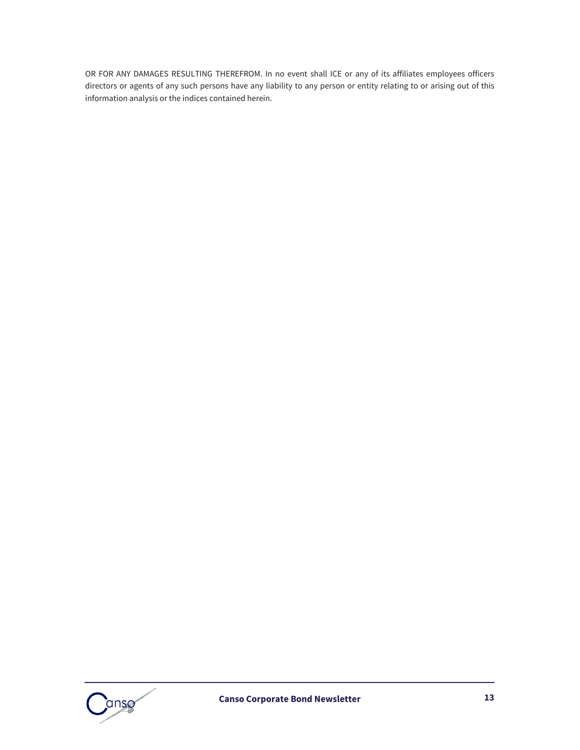OR FOR ANY DAMAGES RESULTING THEREFROM. In no event shall ICE or any of its affiliates employees officers directors or agents of any such persons have any liability to any person or entity relating to or arising out of this information analysis or the indices contained herein.